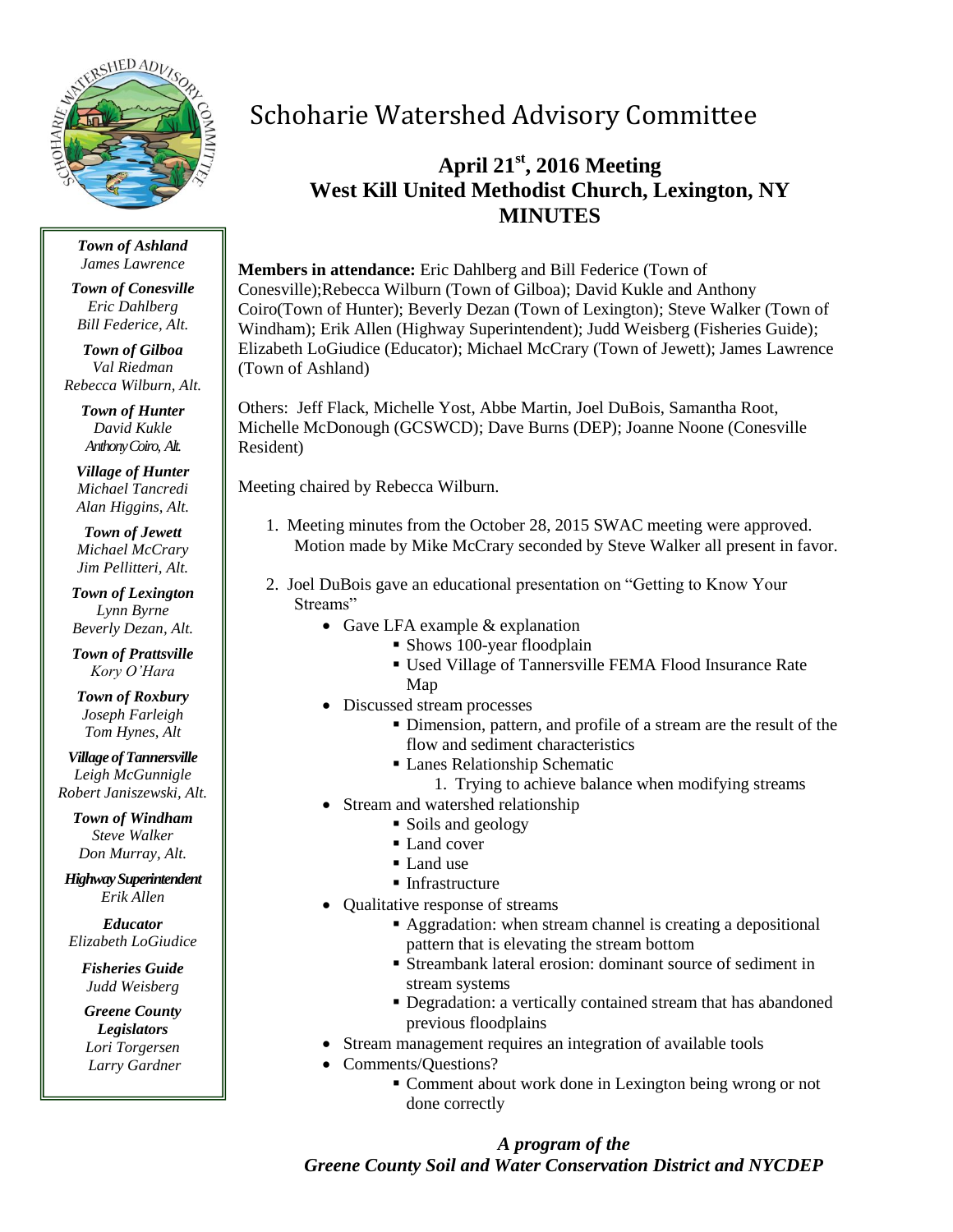# Schoharie Watershed Advisory Committee

## April 21st, 2016 Meeting
## West Kill United Methodist Church, Lexington, NY
## MINUTES

***Town of Ashland***
*James Lawrence*

***Town of Conesville***
*Eric Dahlberg*
*Bill Federice, Alt.*

***Town of Gilboa***
*Val Riedman*
*Rebecca Wilburn, Alt.*

***Town of Hunter***
*David Kukle*
*Anthony Coiro, Alt.*

***Village of Hunter***
*Michael Tancredi*
*Alan Higgins, Alt.*

***Town of Jewett***
*Michael McCrary*
*Jim Pellitteri, Alt.*

***Town of Lexington***
*Lynn Byrne*
*Beverly Dezan, Alt.*

***Town of Prattsville***
*Kory O'Hara*

***Town of Roxbury***
*Joseph Farleigh*
*Tom Hynes, Alt*

***Village of Tannersville***
*Leigh McGunnigle*
*Robert Janiszewski, Alt.*

***Town of Windham***
*Steve Walker*
*Don Murray, Alt.*

***Highway Superintendent***
*Erik Allen*

***Educator***
*Elizabeth LoGiudice*

***Fisheries Guide***
*Judd Weisberg*

***Greene County Legislators***
*Lori Torgersen*
*Larry Gardner*

**Members in attendance:** Eric Dahlberg and Bill Federice (Town of Conesville);Rebecca Wilburn (Town of Gilboa); David Kukle and Anthony Coiro(Town of Hunter); Beverly Dezan (Town of Lexington); Steve Walker (Town of Windham); Erik Allen (Highway Superintendent); Judd Weisberg (Fisheries Guide); Elizabeth LoGiudice (Educator); Michael McCrary (Town of Jewett); James Lawrence (Town of Ashland)

Others: Jeff Flack, Michelle Yost, Abbe Martin, Joel DuBois, Samantha Root, Michelle McDonough (GCSWCD); Dave Burns (DEP); Joanne Noone (Conesville Resident)

Meeting chaired by Rebecca Wilburn.

1. Meeting minutes from the October 28, 2015 SWAC meeting were approved. Motion made by Mike McCrary seconded by Steve Walker all present in favor.

2. Joel DuBois gave an educational presentation on "Getting to Know Your Streams"
   - Gave LFA example & explanation
     - Shows 100-year floodplain
     - Used Village of Tannersville FEMA Flood Insurance Rate Map
   - Discussed stream processes
     - Dimension, pattern, and profile of a stream are the result of the flow and sediment characteristics
     - Lanes Relationship Schematic
       1. Trying to achieve balance when modifying streams
   - Stream and watershed relationship
     - Soils and geology
     - Land cover
     - Land use
     - Infrastructure
   - Qualitative response of streams
     - Aggradation: when stream channel is creating a depositional pattern that is elevating the stream bottom
     - Streambank lateral erosion: dominant source of sediment in stream systems
     - Degradation: a vertically contained stream that has abandoned previous floodplains
   - Stream management requires an integration of available tools
   - Comments/Questions?
     - Comment about work done in Lexington being wrong or not done correctly

***A program of the Greene County Soil and Water Conservation District and NYCDEP***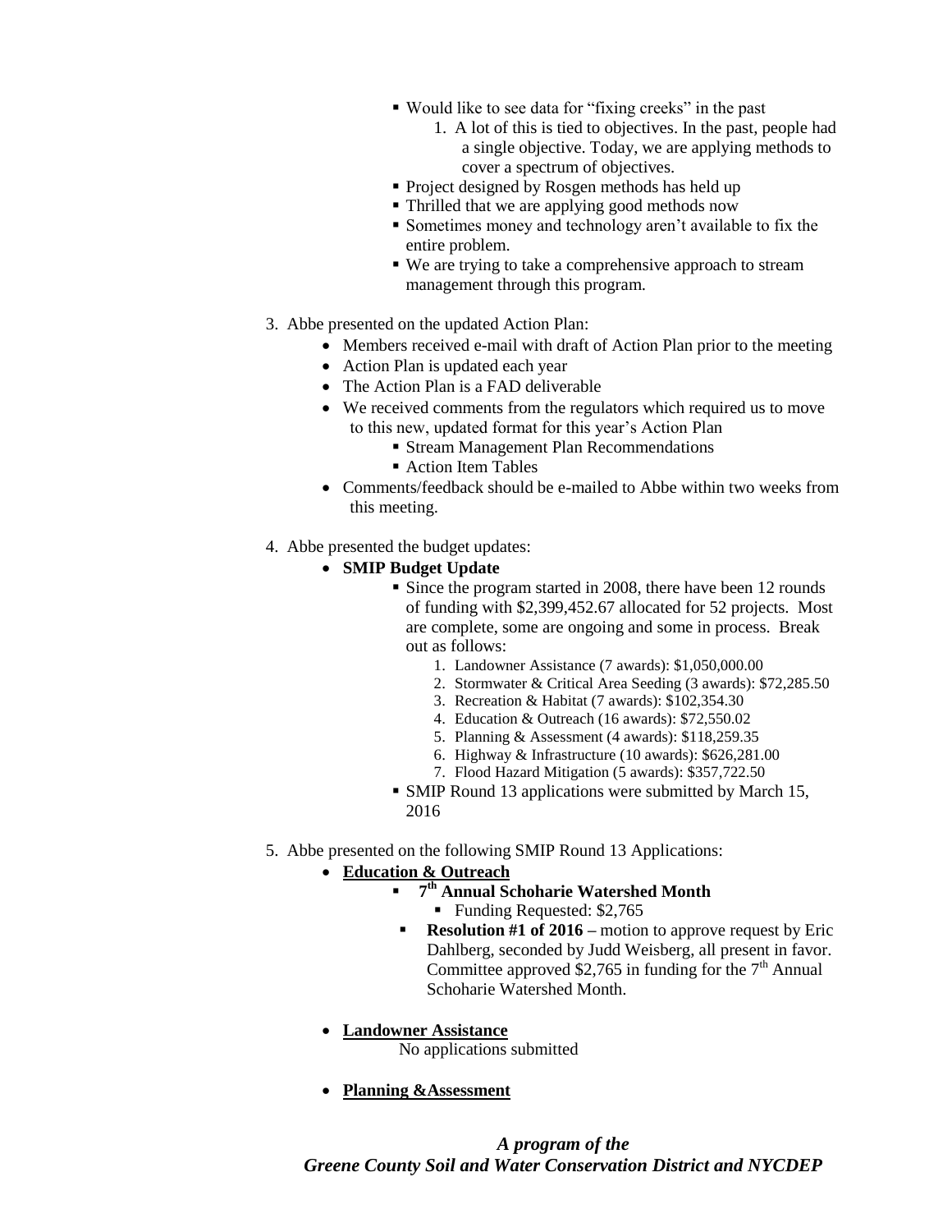- Would like to see data for "fixing creeks" in the past
  1. A lot of this is tied to objectives. In the past, people had a single objective. Today, we are applying methods to cover a spectrum of objectives.
- Project designed by Rosgen methods has held up
- Thrilled that we are applying good methods now
- Sometimes money and technology aren't available to fix the entire problem.
- We are trying to take a comprehensive approach to stream management through this program.

3. Abbe presented on the updated Action Plan:
   - Members received e-mail with draft of Action Plan prior to the meeting
   - Action Plan is updated each year
   - The Action Plan is a FAD deliverable
   - We received comments from the regulators which required us to move to this new, updated format for this year's Action Plan
     - Stream Management Plan Recommendations
     - Action Item Tables
   - Comments/feedback should be e-mailed to Abbe within two weeks from this meeting.

4. Abbe presented the budget updates:
   - **SMIP Budget Update**
     - Since the program started in 2008, there have been 12 rounds of funding with $2,399,452.67 allocated for 52 projects. Most are complete, some are ongoing and some in process. Break out as follows:
       1. Landowner Assistance (7 awards): $1,050,000.00
       2. Stormwater & Critical Area Seeding (3 awards): $72,285.50
       3. Recreation & Habitat (7 awards): $102,354.30
       4. Education & Outreach (16 awards): $72,550.02
       5. Planning & Assessment (4 awards): $118,259.35
       6. Highway & Infrastructure (10 awards): $626,281.00
       7. Flood Hazard Mitigation (5 awards): $357,722.50
     - SMIP Round 13 applications were submitted by March 15, 2016

5. Abbe presented on the following SMIP Round 13 Applications:
   - **Education & Outreach**
     - **7th Annual Schoharie Watershed Month**
       - Funding Requested: $2,765
     - **Resolution #1 of 2016 –** motion to approve request by Eric Dahlberg, seconded by Judd Weisberg, all present in favor. Committee approved $2,765 in funding for the 7th Annual Schoharie Watershed Month.
   - **Landowner Assistance**

     No applications submitted
   - **Planning &Assessment**

***A program of the Greene County Soil and Water Conservation District and NYCDEP***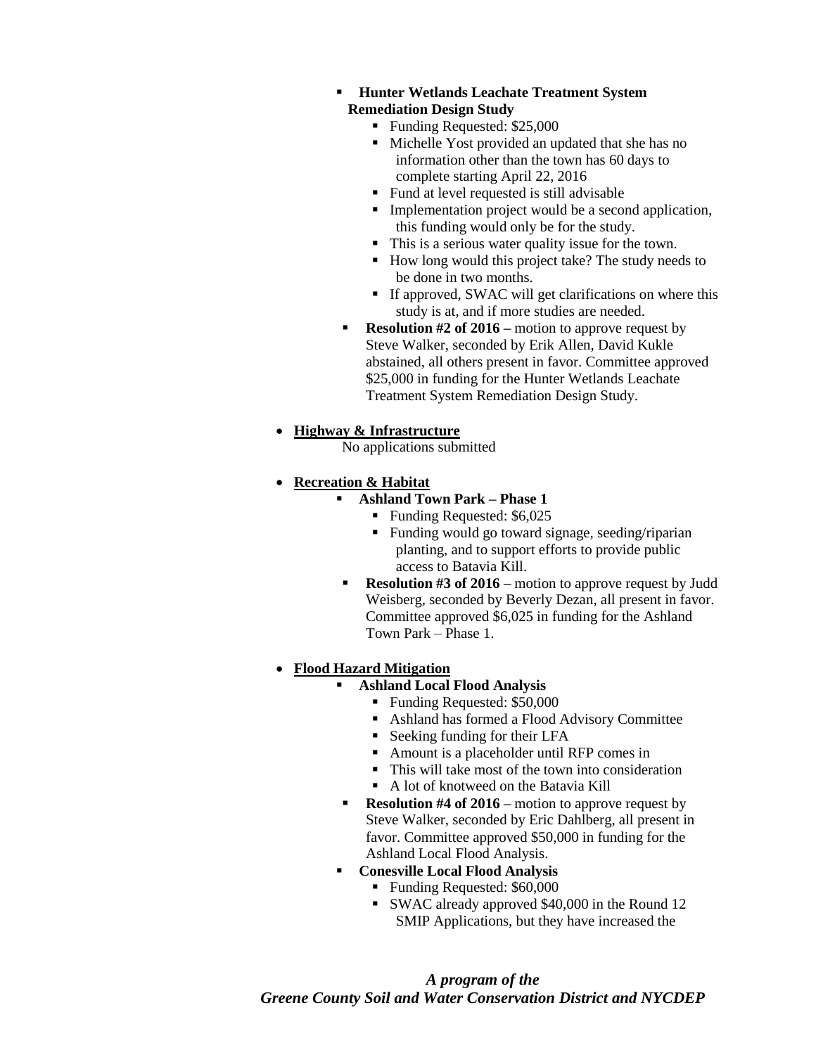- **Hunter Wetlands Leachate Treatment System Remediation Design Study**
  - Funding Requested: $25,000
  - Michelle Yost provided an updated that she has no information other than the town has 60 days to complete starting April 22, 2016
  - Fund at level requested is still advisable
  - Implementation project would be a second application, this funding would only be for the study.
  - This is a serious water quality issue for the town.
  - How long would this project take? The study needs to be done in two months.
  - If approved, SWAC will get clarifications on where this study is at, and if more studies are needed.
- **Resolution #2 of 2016 –** motion to approve request by Steve Walker, seconded by Erik Allen, David Kukle abstained, all others present in favor. Committee approved $25,000 in funding for the Hunter Wetlands Leachate Treatment System Remediation Design Study.

- <u>**Highway & Infrastructure**</u>

  No applications submitted

- <u>**Recreation & Habitat**</u>
  - **Ashland Town Park – Phase 1**
    - Funding Requested: $6,025
    - Funding would go toward signage, seeding/riparian planting, and to support efforts to provide public access to Batavia Kill.
  - **Resolution #3 of 2016 –** motion to approve request by Judd Weisberg, seconded by Beverly Dezan, all present in favor. Committee approved $6,025 in funding for the Ashland Town Park – Phase 1.

- <u>**Flood Hazard Mitigation**</u>
  - **Ashland Local Flood Analysis**
    - Funding Requested: $50,000
    - Ashland has formed a Flood Advisory Committee
    - Seeking funding for their LFA
    - Amount is a placeholder until RFP comes in
    - This will take most of the town into consideration
    - A lot of knotweed on the Batavia Kill
  - **Resolution #4 of 2016 –** motion to approve request by Steve Walker, seconded by Eric Dahlberg, all present in favor. Committee approved $50,000 in funding for the Ashland Local Flood Analysis.
  - **Conesville Local Flood Analysis**
    - Funding Requested: $60,000
    - SWAC already approved $40,000 in the Round 12 SMIP Applications, but they have increased the

***A program of the Greene County Soil and Water Conservation District and NYCDEP***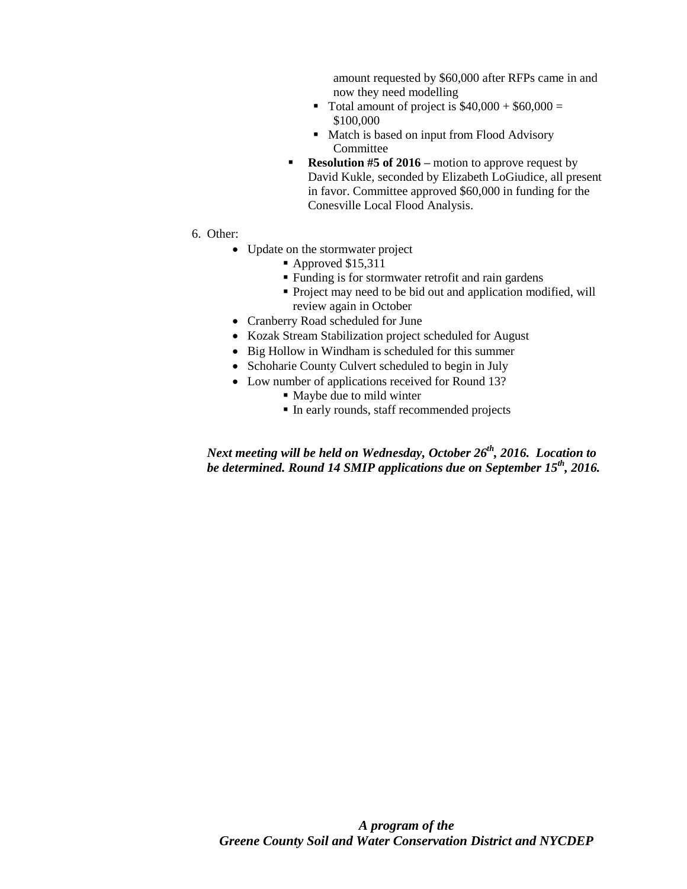amount requested by $60,000 after RFPs came in and now they need modelling

- Total amount of project is $40,000 + $60,000 = $100,000
- Match is based on input from Flood Advisory Committee
- **Resolution #5 of 2016 –** motion to approve request by David Kukle, seconded by Elizabeth LoGiudice, all present in favor. Committee approved $60,000 in funding for the Conesville Local Flood Analysis.

6. Other:
   - Update on the stormwater project
     - Approved $15,311
     - Funding is for stormwater retrofit and rain gardens
     - Project may need to be bid out and application modified, will review again in October
   - Cranberry Road scheduled for June
   - Kozak Stream Stabilization project scheduled for August
   - Big Hollow in Windham is scheduled for this summer
   - Schoharie County Culvert scheduled to begin in July
   - Low number of applications received for Round 13?
     - Maybe due to mild winter
     - In early rounds, staff recommended projects

***Next meeting will be held on Wednesday, October 26th, 2016. Location to be determined. Round 14 SMIP applications due on September 15th, 2016.***

***A program of the Greene County Soil and Water Conservation District and NYCDEP***